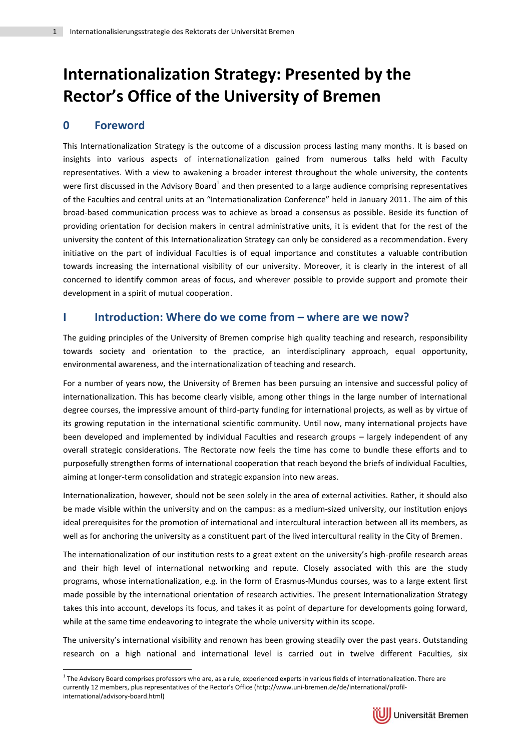# Internationalization Strategy: Presented by the Rector's Office of the University of Bremen

## 0 Foreword

This Internationalization Strategy is the outcome of a discussion process lasting many months. It is based on insights into various aspects of internationalization gained from numerous talks held with Faculty representatives. With a view to awakening a broader interest throughout the whole university, the contents were first discussed in the Advisory Board[1] and then presented to a large audience comprising representatives of the Faculties and central units at an "Internationalization Conference" held in January 2011. The aim of this broad-based communication process was to achieve as broad a consensus as possible. Beside its function of providing orientation for decision makers in central administrative units, it is evident that for the rest of the university the content of this Internationalization Strategy can only be considered as a recommendation. Every initiative on the part of individual Faculties is of equal importance and constitutes a valuable contribution towards increasing the international visibility of our university. Moreover, it is clearly in the interest of all concerned to identify common areas of focus, and wherever possible to provide support and promote their development in a spirit of mutual cooperation.

## I Introduction: Where do we come from – where are we now?

The guiding principles of the University of Bremen comprise high quality teaching and research, responsibility towards society and orientation to the practice, an interdisciplinary approach, equal opportunity, environmental awareness, and the internationalization of teaching and research.

For a number of years now, the University of Bremen has been pursuing an intensive and successful policy of internationalization. This has become clearly visible, among other things in the large number of international degree courses, the impressive amount of third-party funding for international projects, as well as by virtue of its growing reputation in the international scientific community. Until now, many international projects have been developed and implemented by individual Faculties and research groups – largely independent of any overall strategic considerations. The Rectorate now feels the time has come to bundle these efforts and to purposefully strengthen forms of international cooperation that reach beyond the briefs of individual Faculties, aiming at longer-term consolidation and strategic expansion into new areas.

Internationalization, however, should not be seen solely in the area of external activities. Rather, it should also be made visible within the university and on the campus: as a medium-sized university, our institution enjoys ideal prerequisites for the promotion of international and intercultural interaction between all its members, as well as for anchoring the university as a constituent part of the lived intercultural reality in the City of Bremen.

The internationalization of our institution rests to a great extent on the university's high-profile research areas and their high level of international networking and repute. Closely associated with this are the study programs, whose internationalization, e.g. in the form of Erasmus-Mundus courses, was to a large extent first made possible by the international orientation of research activities. The present Internationalization Strategy takes this into account, develops its focus, and takes it as point of departure for developments going forward, while at the same time endeavoring to integrate the whole university within its scope.

The university's international visibility and renown has been growing steadily over the past years. Outstanding research on a high national and international level is carried out in twelve different Faculties, six

---

[1] The Advisory Board comprises professors who are, as a rule, experienced experts in various fields of internationalization. There are currently 12 members, plus representatives of the Rector's Office (http://www.uni-bremen.de/de/international/profil-international/advisory-board.html)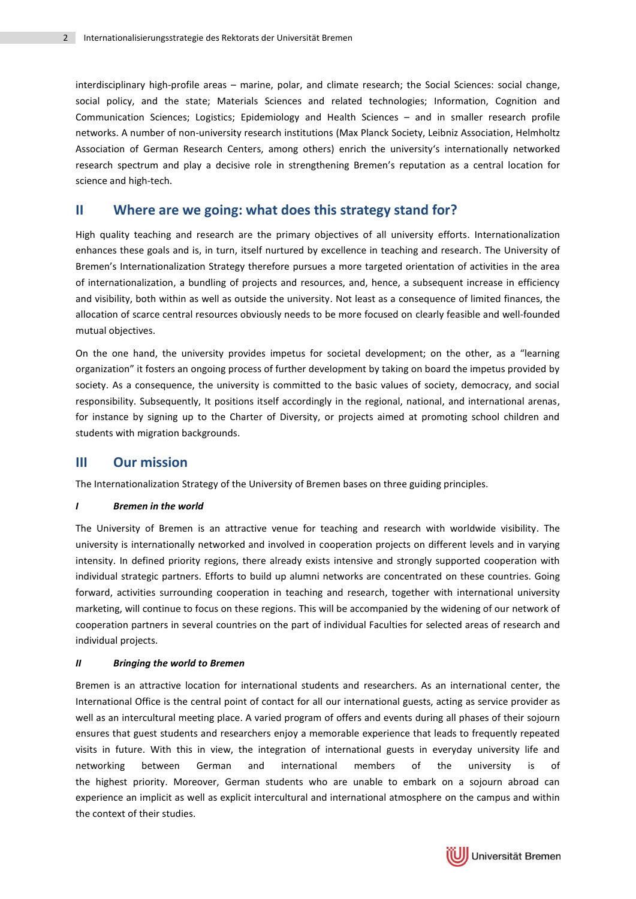interdisciplinary high-profile areas – marine, polar, and climate research; the Social Sciences: social change, social policy, and the state; Materials Sciences and related technologies; Information, Cognition and Communication Sciences; Logistics; Epidemiology and Health Sciences – and in smaller research profile networks. A number of non-university research institutions (Max Planck Society, Leibniz Association, Helmholtz Association of German Research Centers, among others) enrich the university's internationally networked research spectrum and play a decisive role in strengthening Bremen's reputation as a central location for science and high-tech.

## II Where are we going: what does this strategy stand for?

High quality teaching and research are the primary objectives of all university efforts. Internationalization enhances these goals and is, in turn, itself nurtured by excellence in teaching and research. The University of Bremen's Internationalization Strategy therefore pursues a more targeted orientation of activities in the area of internationalization, a bundling of projects and resources, and, hence, a subsequent increase in efficiency and visibility, both within as well as outside the university. Not least as a consequence of limited finances, the allocation of scarce central resources obviously needs to be more focused on clearly feasible and well-founded mutual objectives.

On the one hand, the university provides impetus for societal development; on the other, as a "learning organization" it fosters an ongoing process of further development by taking on board the impetus provided by society. As a consequence, the university is committed to the basic values of society, democracy, and social responsibility. Subsequently, It positions itself accordingly in the regional, national, and international arenas, for instance by signing up to the Charter of Diversity, or projects aimed at promoting school children and students with migration backgrounds.

## III Our mission

The Internationalization Strategy of the University of Bremen bases on three guiding principles.

#### *I Bremen in the world*

The University of Bremen is an attractive venue for teaching and research with worldwide visibility. The university is internationally networked and involved in cooperation projects on different levels and in varying intensity. In defined priority regions, there already exists intensive and strongly supported cooperation with individual strategic partners. Efforts to build up alumni networks are concentrated on these countries. Going forward, activities surrounding cooperation in teaching and research, together with international university marketing, will continue to focus on these regions. This will be accompanied by the widening of our network of cooperation partners in several countries on the part of individual Faculties for selected areas of research and individual projects.

#### *II Bringing the world to Bremen*

Bremen is an attractive location for international students and researchers. As an international center, the International Office is the central point of contact for all our international guests, acting as service provider as well as an intercultural meeting place. A varied program of offers and events during all phases of their sojourn ensures that guest students and researchers enjoy a memorable experience that leads to frequently repeated visits in future. With this in view, the integration of international guests in everyday university life and networking between German and international members of the university is of the highest priority. Moreover, German students who are unable to embark on a sojourn abroad can experience an implicit as well as explicit intercultural and international atmosphere on the campus and within the context of their studies.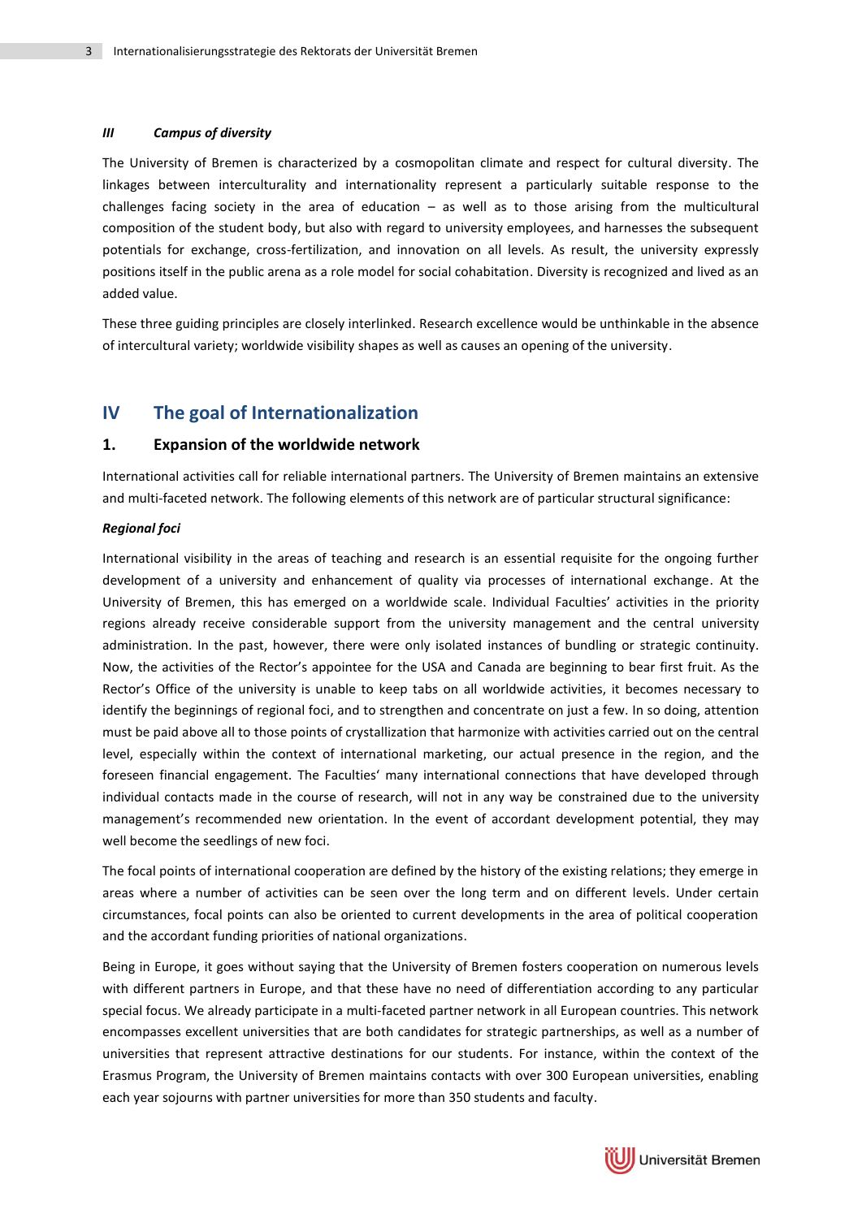***III Campus of diversity***

The University of Bremen is characterized by a cosmopolitan climate and respect for cultural diversity. The linkages between interculturality and internationality represent a particularly suitable response to the challenges facing society in the area of education – as well as to those arising from the multicultural composition of the student body, but also with regard to university employees, and harnesses the subsequent potentials for exchange, cross-fertilization, and innovation on all levels. As result, the university expressly positions itself in the public arena as a role model for social cohabitation. Diversity is recognized and lived as an added value.

These three guiding principles are closely interlinked. Research excellence would be unthinkable in the absence of intercultural variety; worldwide visibility shapes as well as causes an opening of the university.

## IV The goal of Internationalization

### 1. Expansion of the worldwide network

International activities call for reliable international partners. The University of Bremen maintains an extensive and multi-faceted network. The following elements of this network are of particular structural significance:

***Regional foci***

International visibility in the areas of teaching and research is an essential requisite for the ongoing further development of a university and enhancement of quality via processes of international exchange. At the University of Bremen, this has emerged on a worldwide scale. Individual Faculties' activities in the priority regions already receive considerable support from the university management and the central university administration. In the past, however, there were only isolated instances of bundling or strategic continuity. Now, the activities of the Rector's appointee for the USA and Canada are beginning to bear first fruit. As the Rector's Office of the university is unable to keep tabs on all worldwide activities, it becomes necessary to identify the beginnings of regional foci, and to strengthen and concentrate on just a few. In so doing, attention must be paid above all to those points of crystallization that harmonize with activities carried out on the central level, especially within the context of international marketing, our actual presence in the region, and the foreseen financial engagement. The Faculties' many international connections that have developed through individual contacts made in the course of research, will not in any way be constrained due to the university management's recommended new orientation. In the event of accordant development potential, they may well become the seedlings of new foci.

The focal points of international cooperation are defined by the history of the existing relations; they emerge in areas where a number of activities can be seen over the long term and on different levels. Under certain circumstances, focal points can also be oriented to current developments in the area of political cooperation and the accordant funding priorities of national organizations.

Being in Europe, it goes without saying that the University of Bremen fosters cooperation on numerous levels with different partners in Europe, and that these have no need of differentiation according to any particular special focus. We already participate in a multi-faceted partner network in all European countries. This network encompasses excellent universities that are both candidates for strategic partnerships, as well as a number of universities that represent attractive destinations for our students. For instance, within the context of the Erasmus Program, the University of Bremen maintains contacts with over 300 European universities, enabling each year sojourns with partner universities for more than 350 students and faculty.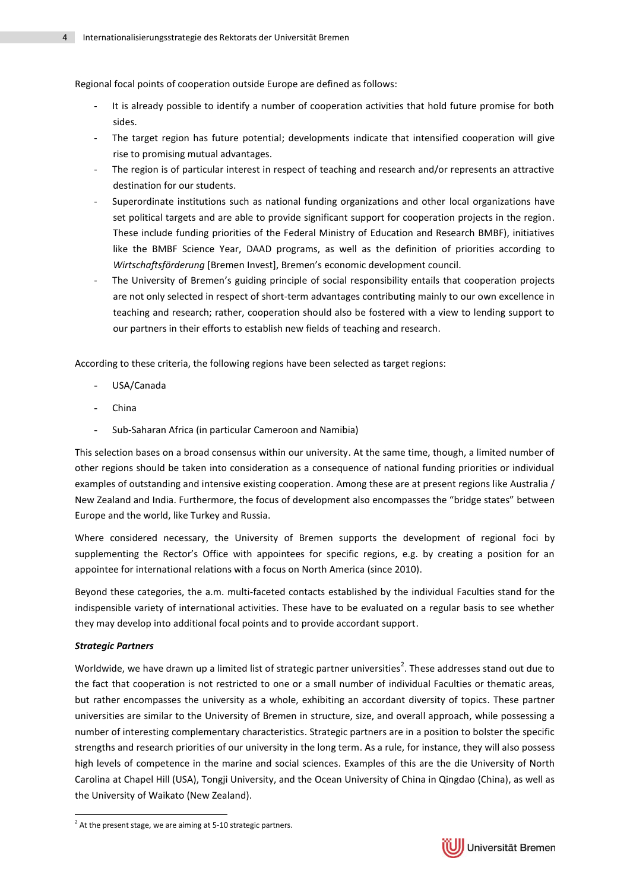Regional focal points of cooperation outside Europe are defined as follows:

- It is already possible to identify a number of cooperation activities that hold future promise for both sides.
- The target region has future potential; developments indicate that intensified cooperation will give rise to promising mutual advantages.
- The region is of particular interest in respect of teaching and research and/or represents an attractive destination for our students.
- Superordinate institutions such as national funding organizations and other local organizations have set political targets and are able to provide significant support for cooperation projects in the region. These include funding priorities of the Federal Ministry of Education and Research BMBF), initiatives like the BMBF Science Year, DAAD programs, as well as the definition of priorities according to *Wirtschaftsförderung* [Bremen Invest], Bremen's economic development council.
- The University of Bremen's guiding principle of social responsibility entails that cooperation projects are not only selected in respect of short-term advantages contributing mainly to our own excellence in teaching and research; rather, cooperation should also be fostered with a view to lending support to our partners in their efforts to establish new fields of teaching and research.

According to these criteria, the following regions have been selected as target regions:

- USA/Canada
- China
- Sub-Saharan Africa (in particular Cameroon and Namibia)

This selection bases on a broad consensus within our university. At the same time, though, a limited number of other regions should be taken into consideration as a consequence of national funding priorities or individual examples of outstanding and intensive existing cooperation. Among these are at present regions like Australia / New Zealand and India. Furthermore, the focus of development also encompasses the "bridge states" between Europe and the world, like Turkey and Russia.

Where considered necessary, the University of Bremen supports the development of regional foci by supplementing the Rector's Office with appointees for specific regions, e.g. by creating a position for an appointee for international relations with a focus on North America (since 2010).

Beyond these categories, the a.m. multi-faceted contacts established by the individual Faculties stand for the indispensible variety of international activities. These have to be evaluated on a regular basis to see whether they may develop into additional focal points and to provide accordant support.

***Strategic Partners***

Worldwide, we have drawn up a limited list of strategic partner universities[2]. These addresses stand out due to the fact that cooperation is not restricted to one or a small number of individual Faculties or thematic areas, but rather encompasses the university as a whole, exhibiting an accordant diversity of topics. These partner universities are similar to the University of Bremen in structure, size, and overall approach, while possessing a number of interesting complementary characteristics. Strategic partners are in a position to bolster the specific strengths and research priorities of our university in the long term. As a rule, for instance, they will also possess high levels of competence in the marine and social sciences. Examples of this are the die University of North Carolina at Chapel Hill (USA), Tongji University, and the Ocean University of China in Qingdao (China), as well as the University of Waikato (New Zealand).

[2] At the present stage, we are aiming at 5-10 strategic partners.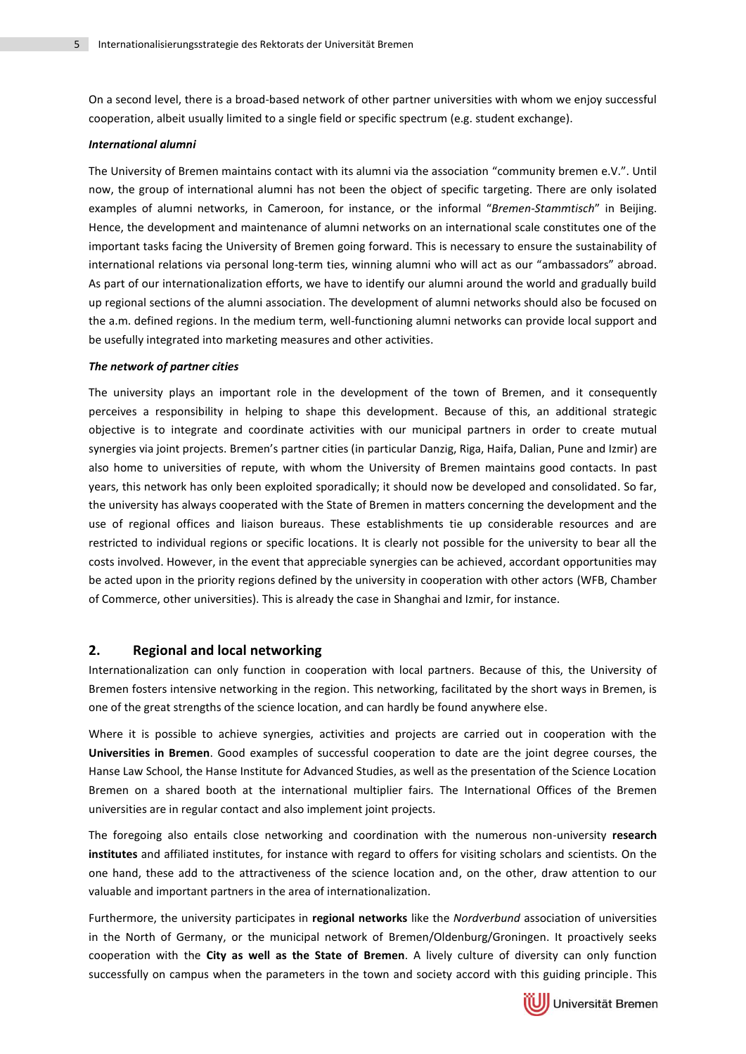On a second level, there is a broad-based network of other partner universities with whom we enjoy successful cooperation, albeit usually limited to a single field or specific spectrum (e.g. student exchange).

***International alumni***

The University of Bremen maintains contact with its alumni via the association "community bremen e.V.". Until now, the group of international alumni has not been the object of specific targeting. There are only isolated examples of alumni networks, in Cameroon, for instance, or the informal "*Bremen-Stammtisch*" in Beijing. Hence, the development and maintenance of alumni networks on an international scale constitutes one of the important tasks facing the University of Bremen going forward. This is necessary to ensure the sustainability of international relations via personal long-term ties, winning alumni who will act as our "ambassadors" abroad. As part of our internationalization efforts, we have to identify our alumni around the world and gradually build up regional sections of the alumni association. The development of alumni networks should also be focused on the a.m. defined regions. In the medium term, well-functioning alumni networks can provide local support and be usefully integrated into marketing measures and other activities.

***The network of partner cities***

The university plays an important role in the development of the town of Bremen, and it consequently perceives a responsibility in helping to shape this development. Because of this, an additional strategic objective is to integrate and coordinate activities with our municipal partners in order to create mutual synergies via joint projects. Bremen's partner cities (in particular Danzig, Riga, Haifa, Dalian, Pune and Izmir) are also home to universities of repute, with whom the University of Bremen maintains good contacts. In past years, this network has only been exploited sporadically; it should now be developed and consolidated. So far, the university has always cooperated with the State of Bremen in matters concerning the development and the use of regional offices and liaison bureaus. These establishments tie up considerable resources and are restricted to individual regions or specific locations. It is clearly not possible for the university to bear all the costs involved. However, in the event that appreciable synergies can be achieved, accordant opportunities may be acted upon in the priority regions defined by the university in cooperation with other actors (WFB, Chamber of Commerce, other universities). This is already the case in Shanghai and Izmir, for instance.

## 2. Regional and local networking

Internationalization can only function in cooperation with local partners. Because of this, the University of Bremen fosters intensive networking in the region. This networking, facilitated by the short ways in Bremen, is one of the great strengths of the science location, and can hardly be found anywhere else.

Where it is possible to achieve synergies, activities and projects are carried out in cooperation with the **Universities in Bremen**. Good examples of successful cooperation to date are the joint degree courses, the Hanse Law School, the Hanse Institute for Advanced Studies, as well as the presentation of the Science Location Bremen on a shared booth at the international multiplier fairs. The International Offices of the Bremen universities are in regular contact and also implement joint projects.

The foregoing also entails close networking and coordination with the numerous non-university **research institutes** and affiliated institutes, for instance with regard to offers for visiting scholars and scientists. On the one hand, these add to the attractiveness of the science location and, on the other, draw attention to our valuable and important partners in the area of internationalization.

Furthermore, the university participates in **regional networks** like the *Nordverbund* association of universities in the North of Germany, or the municipal network of Bremen/Oldenburg/Groningen. It proactively seeks cooperation with the **City as well as the State of Bremen**. A lively culture of diversity can only function successfully on campus when the parameters in the town and society accord with this guiding principle. This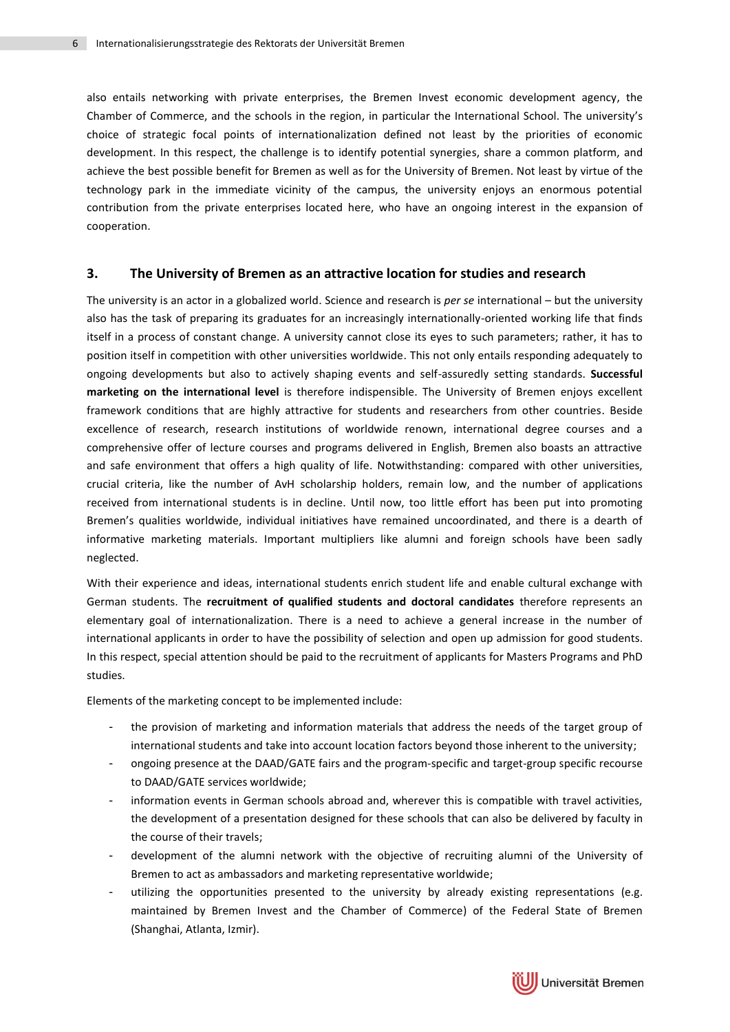also entails networking with private enterprises, the Bremen Invest economic development agency, the Chamber of Commerce, and the schools in the region, in particular the International School. The university's choice of strategic focal points of internationalization defined not least by the priorities of economic development. In this respect, the challenge is to identify potential synergies, share a common platform, and achieve the best possible benefit for Bremen as well as for the University of Bremen. Not least by virtue of the technology park in the immediate vicinity of the campus, the university enjoys an enormous potential contribution from the private enterprises located here, who have an ongoing interest in the expansion of cooperation.

## 3. The University of Bremen as an attractive location for studies and research

The university is an actor in a globalized world. Science and research is *per se* international – but the university also has the task of preparing its graduates for an increasingly internationally-oriented working life that finds itself in a process of constant change. A university cannot close its eyes to such parameters; rather, it has to position itself in competition with other universities worldwide. This not only entails responding adequately to ongoing developments but also to actively shaping events and self-assuredly setting standards. **Successful marketing on the international level** is therefore indispensible. The University of Bremen enjoys excellent framework conditions that are highly attractive for students and researchers from other countries. Beside excellence of research, research institutions of worldwide renown, international degree courses and a comprehensive offer of lecture courses and programs delivered in English, Bremen also boasts an attractive and safe environment that offers a high quality of life. Notwithstanding: compared with other universities, crucial criteria, like the number of AvH scholarship holders, remain low, and the number of applications received from international students is in decline. Until now, too little effort has been put into promoting Bremen's qualities worldwide, individual initiatives have remained uncoordinated, and there is a dearth of informative marketing materials. Important multipliers like alumni and foreign schools have been sadly neglected.

With their experience and ideas, international students enrich student life and enable cultural exchange with German students. The **recruitment of qualified students and doctoral candidates** therefore represents an elementary goal of internationalization. There is a need to achieve a general increase in the number of international applicants in order to have the possibility of selection and open up admission for good students. In this respect, special attention should be paid to the recruitment of applicants for Masters Programs and PhD studies.

Elements of the marketing concept to be implemented include:

- the provision of marketing and information materials that address the needs of the target group of international students and take into account location factors beyond those inherent to the university;
- ongoing presence at the DAAD/GATE fairs and the program-specific and target-group specific recourse to DAAD/GATE services worldwide;
- information events in German schools abroad and, wherever this is compatible with travel activities, the development of a presentation designed for these schools that can also be delivered by faculty in the course of their travels;
- development of the alumni network with the objective of recruiting alumni of the University of Bremen to act as ambassadors and marketing representative worldwide;
- utilizing the opportunities presented to the university by already existing representations (e.g. maintained by Bremen Invest and the Chamber of Commerce) of the Federal State of Bremen (Shanghai, Atlanta, Izmir).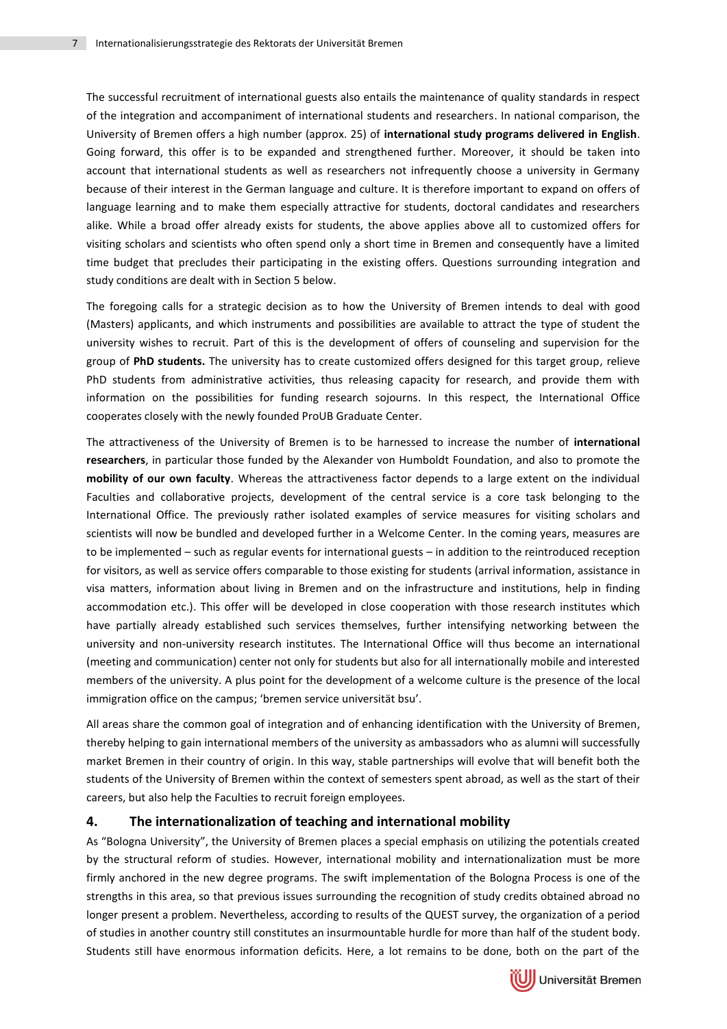The successful recruitment of international guests also entails the maintenance of quality standards in respect of the integration and accompaniment of international students and researchers. In national comparison, the University of Bremen offers a high number (approx. 25) of **international study programs delivered in English**. Going forward, this offer is to be expanded and strengthened further. Moreover, it should be taken into account that international students as well as researchers not infrequently choose a university in Germany because of their interest in the German language and culture. It is therefore important to expand on offers of language learning and to make them especially attractive for students, doctoral candidates and researchers alike. While a broad offer already exists for students, the above applies above all to customized offers for visiting scholars and scientists who often spend only a short time in Bremen and consequently have a limited time budget that precludes their participating in the existing offers. Questions surrounding integration and study conditions are dealt with in Section 5 below.

The foregoing calls for a strategic decision as to how the University of Bremen intends to deal with good (Masters) applicants, and which instruments and possibilities are available to attract the type of student the university wishes to recruit. Part of this is the development of offers of counseling and supervision for the group of **PhD students.** The university has to create customized offers designed for this target group, relieve PhD students from administrative activities, thus releasing capacity for research, and provide them with information on the possibilities for funding research sojourns. In this respect, the International Office cooperates closely with the newly founded ProUB Graduate Center.

The attractiveness of the University of Bremen is to be harnessed to increase the number of **international researchers**, in particular those funded by the Alexander von Humboldt Foundation, and also to promote the **mobility of our own faculty**. Whereas the attractiveness factor depends to a large extent on the individual Faculties and collaborative projects, development of the central service is a core task belonging to the International Office. The previously rather isolated examples of service measures for visiting scholars and scientists will now be bundled and developed further in a Welcome Center. In the coming years, measures are to be implemented – such as regular events for international guests – in addition to the reintroduced reception for visitors, as well as service offers comparable to those existing for students (arrival information, assistance in visa matters, information about living in Bremen and on the infrastructure and institutions, help in finding accommodation etc.). This offer will be developed in close cooperation with those research institutes which have partially already established such services themselves, further intensifying networking between the university and non-university research institutes. The International Office will thus become an international (meeting and communication) center not only for students but also for all internationally mobile and interested members of the university. A plus point for the development of a welcome culture is the presence of the local immigration office on the campus; 'bremen service universität bsu'.

All areas share the common goal of integration and of enhancing identification with the University of Bremen, thereby helping to gain international members of the university as ambassadors who as alumni will successfully market Bremen in their country of origin. In this way, stable partnerships will evolve that will benefit both the students of the University of Bremen within the context of semesters spent abroad, as well as the start of their careers, but also help the Faculties to recruit foreign employees.

## 4. The internationalization of teaching and international mobility

As "Bologna University", the University of Bremen places a special emphasis on utilizing the potentials created by the structural reform of studies. However, international mobility and internationalization must be more firmly anchored in the new degree programs. The swift implementation of the Bologna Process is one of the strengths in this area, so that previous issues surrounding the recognition of study credits obtained abroad no longer present a problem. Nevertheless, according to results of the QUEST survey, the organization of a period of studies in another country still constitutes an insurmountable hurdle for more than half of the student body. Students still have enormous information deficits. Here, a lot remains to be done, both on the part of the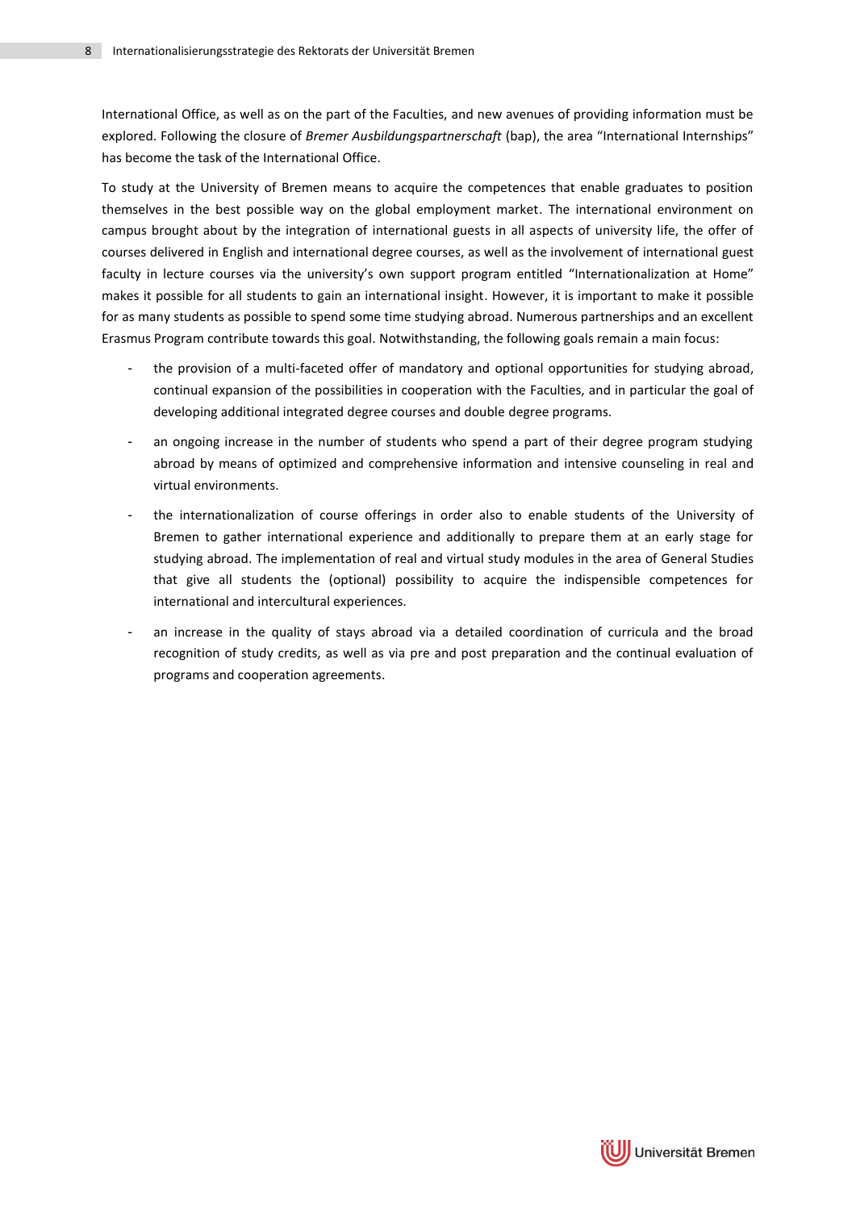International Office, as well as on the part of the Faculties, and new avenues of providing information must be explored. Following the closure of *Bremer Ausbildungspartnerschaft* (bap), the area "International Internships" has become the task of the International Office.

To study at the University of Bremen means to acquire the competences that enable graduates to position themselves in the best possible way on the global employment market. The international environment on campus brought about by the integration of international guests in all aspects of university life, the offer of courses delivered in English and international degree courses, as well as the involvement of international guest faculty in lecture courses via the university's own support program entitled "Internationalization at Home" makes it possible for all students to gain an international insight. However, it is important to make it possible for as many students as possible to spend some time studying abroad. Numerous partnerships and an excellent Erasmus Program contribute towards this goal. Notwithstanding, the following goals remain a main focus:

- the provision of a multi-faceted offer of mandatory and optional opportunities for studying abroad, continual expansion of the possibilities in cooperation with the Faculties, and in particular the goal of developing additional integrated degree courses and double degree programs.
- an ongoing increase in the number of students who spend a part of their degree program studying abroad by means of optimized and comprehensive information and intensive counseling in real and virtual environments.
- the internationalization of course offerings in order also to enable students of the University of Bremen to gather international experience and additionally to prepare them at an early stage for studying abroad. The implementation of real and virtual study modules in the area of General Studies that give all students the (optional) possibility to acquire the indispensible competences for international and intercultural experiences.
- an increase in the quality of stays abroad via a detailed coordination of curricula and the broad recognition of study credits, as well as via pre and post preparation and the continual evaluation of programs and cooperation agreements.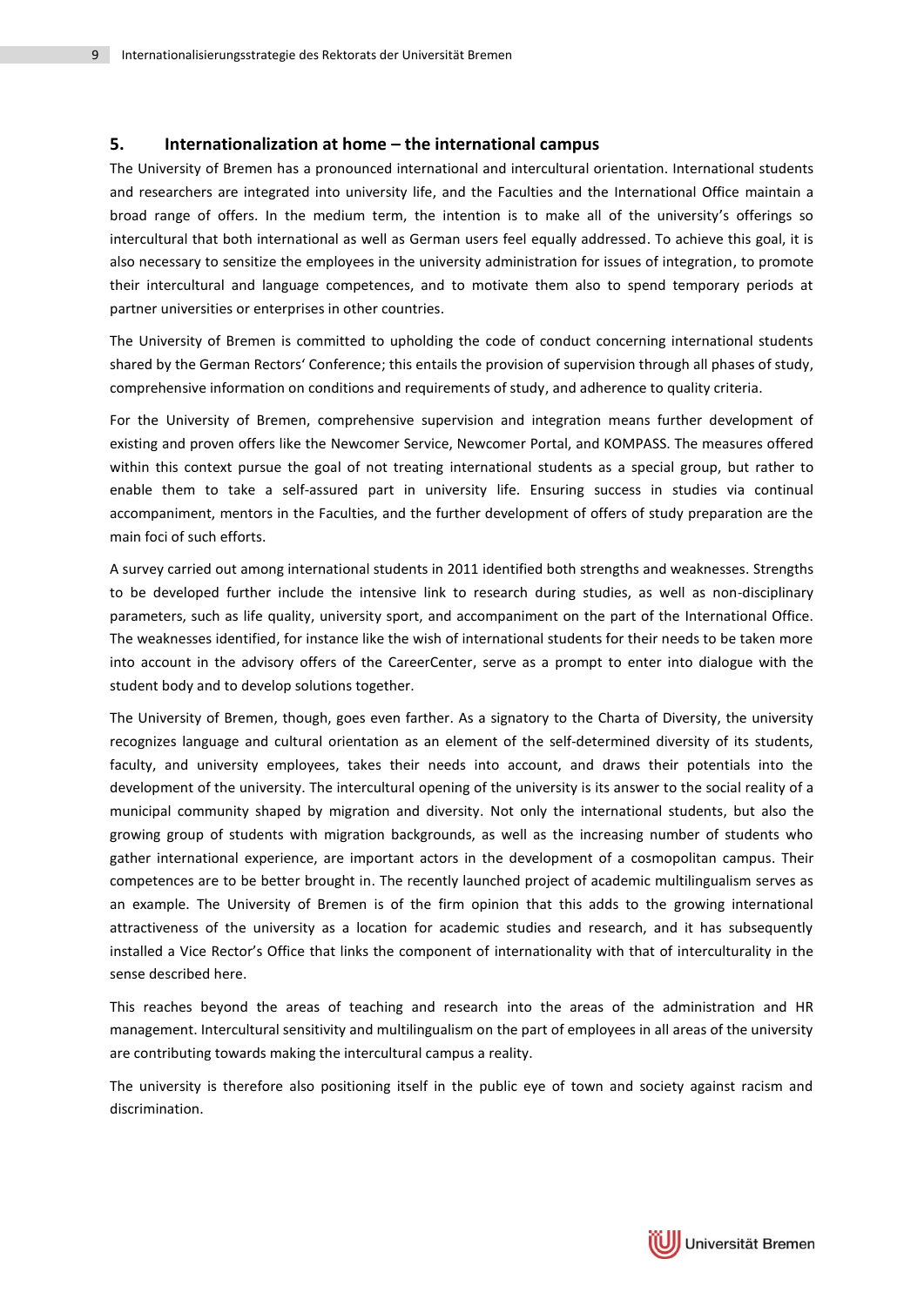## 5. Internationalization at home – the international campus

The University of Bremen has a pronounced international and intercultural orientation. International students and researchers are integrated into university life, and the Faculties and the International Office maintain a broad range of offers. In the medium term, the intention is to make all of the university's offerings so intercultural that both international as well as German users feel equally addressed. To achieve this goal, it is also necessary to sensitize the employees in the university administration for issues of integration, to promote their intercultural and language competences, and to motivate them also to spend temporary periods at partner universities or enterprises in other countries.

The University of Bremen is committed to upholding the code of conduct concerning international students shared by the German Rectors' Conference; this entails the provision of supervision through all phases of study, comprehensive information on conditions and requirements of study, and adherence to quality criteria.

For the University of Bremen, comprehensive supervision and integration means further development of existing and proven offers like the Newcomer Service, Newcomer Portal, and KOMPASS. The measures offered within this context pursue the goal of not treating international students as a special group, but rather to enable them to take a self-assured part in university life. Ensuring success in studies via continual accompaniment, mentors in the Faculties, and the further development of offers of study preparation are the main foci of such efforts.

A survey carried out among international students in 2011 identified both strengths and weaknesses. Strengths to be developed further include the intensive link to research during studies, as well as non-disciplinary parameters, such as life quality, university sport, and accompaniment on the part of the International Office. The weaknesses identified, for instance like the wish of international students for their needs to be taken more into account in the advisory offers of the CareerCenter, serve as a prompt to enter into dialogue with the student body and to develop solutions together.

The University of Bremen, though, goes even farther. As a signatory to the Charta of Diversity, the university recognizes language and cultural orientation as an element of the self-determined diversity of its students, faculty, and university employees, takes their needs into account, and draws their potentials into the development of the university. The intercultural opening of the university is its answer to the social reality of a municipal community shaped by migration and diversity. Not only the international students, but also the growing group of students with migration backgrounds, as well as the increasing number of students who gather international experience, are important actors in the development of a cosmopolitan campus. Their competences are to be better brought in. The recently launched project of academic multilingualism serves as an example. The University of Bremen is of the firm opinion that this adds to the growing international attractiveness of the university as a location for academic studies and research, and it has subsequently installed a Vice Rector's Office that links the component of internationality with that of interculturality in the sense described here.

This reaches beyond the areas of teaching and research into the areas of the administration and HR management. Intercultural sensitivity and multilingualism on the part of employees in all areas of the university are contributing towards making the intercultural campus a reality.

The university is therefore also positioning itself in the public eye of town and society against racism and discrimination.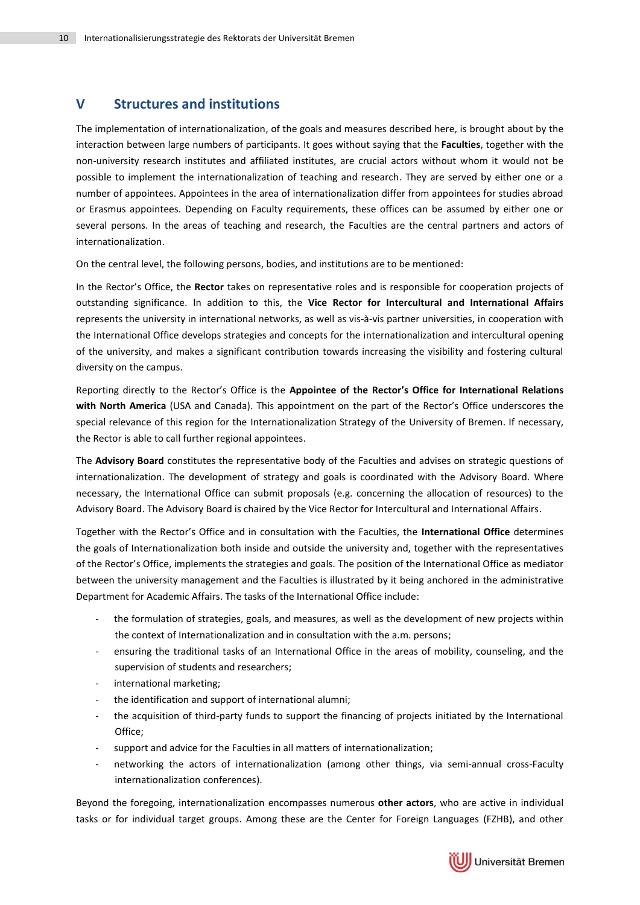## V Structures and institutions

The implementation of internationalization, of the goals and measures described here, is brought about by the interaction between large numbers of participants. It goes without saying that the **Faculties**, together with the non-university research institutes and affiliated institutes, are crucial actors without whom it would not be possible to implement the internationalization of teaching and research. They are served by either one or a number of appointees. Appointees in the area of internationalization differ from appointees for studies abroad or Erasmus appointees. Depending on Faculty requirements, these offices can be assumed by either one or several persons. In the areas of teaching and research, the Faculties are the central partners and actors of internationalization.

On the central level, the following persons, bodies, and institutions are to be mentioned:

In the Rector's Office, the **Rector** takes on representative roles and is responsible for cooperation projects of outstanding significance. In addition to this, the **Vice Rector for Intercultural and International Affairs** represents the university in international networks, as well as vis-à-vis partner universities, in cooperation with the International Office develops strategies and concepts for the internationalization and intercultural opening of the university, and makes a significant contribution towards increasing the visibility and fostering cultural diversity on the campus.

Reporting directly to the Rector's Office is the **Appointee of the Rector's Office for International Relations with North America** (USA and Canada). This appointment on the part of the Rector's Office underscores the special relevance of this region for the Internationalization Strategy of the University of Bremen. If necessary, the Rector is able to call further regional appointees.

The **Advisory Board** constitutes the representative body of the Faculties and advises on strategic questions of internationalization. The development of strategy and goals is coordinated with the Advisory Board. Where necessary, the International Office can submit proposals (e.g. concerning the allocation of resources) to the Advisory Board. The Advisory Board is chaired by the Vice Rector for Intercultural and International Affairs.

Together with the Rector's Office and in consultation with the Faculties, the **International Office** determines the goals of Internationalization both inside and outside the university and, together with the representatives of the Rector's Office, implements the strategies and goals. The position of the International Office as mediator between the university management and the Faculties is illustrated by it being anchored in the administrative Department for Academic Affairs. The tasks of the International Office include:

- the formulation of strategies, goals, and measures, as well as the development of new projects within the context of Internationalization and in consultation with the a.m. persons;
- ensuring the traditional tasks of an International Office in the areas of mobility, counseling, and the supervision of students and researchers;
- international marketing;
- the identification and support of international alumni;
- the acquisition of third-party funds to support the financing of projects initiated by the International Office;
- support and advice for the Faculties in all matters of internationalization;
- networking the actors of internationalization (among other things, via semi-annual cross-Faculty internationalization conferences).

Beyond the foregoing, internationalization encompasses numerous **other actors**, who are active in individual tasks or for individual target groups. Among these are the Center for Foreign Languages (FZHB), and other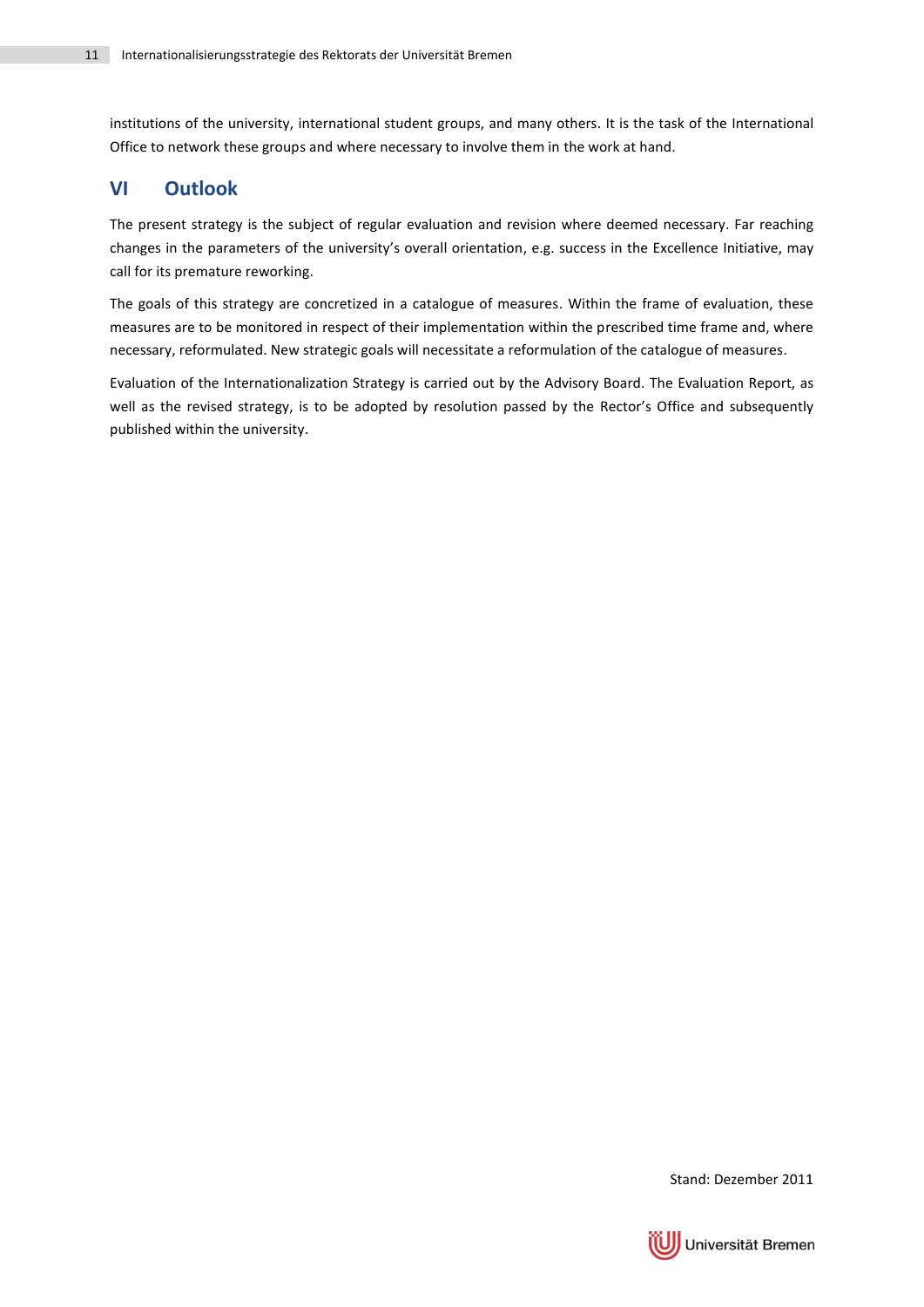institutions of the university, international student groups, and many others. It is the task of the International Office to network these groups and where necessary to involve them in the work at hand.

## VI Outlook

The present strategy is the subject of regular evaluation and revision where deemed necessary. Far reaching changes in the parameters of the university's overall orientation, e.g. success in the Excellence Initiative, may call for its premature reworking.

The goals of this strategy are concretized in a catalogue of measures. Within the frame of evaluation, these measures are to be monitored in respect of their implementation within the prescribed time frame and, where necessary, reformulated. New strategic goals will necessitate a reformulation of the catalogue of measures.

Evaluation of the Internationalization Strategy is carried out by the Advisory Board. The Evaluation Report, as well as the revised strategy, is to be adopted by resolution passed by the Rector's Office and subsequently published within the university.

Stand: Dezember 2011